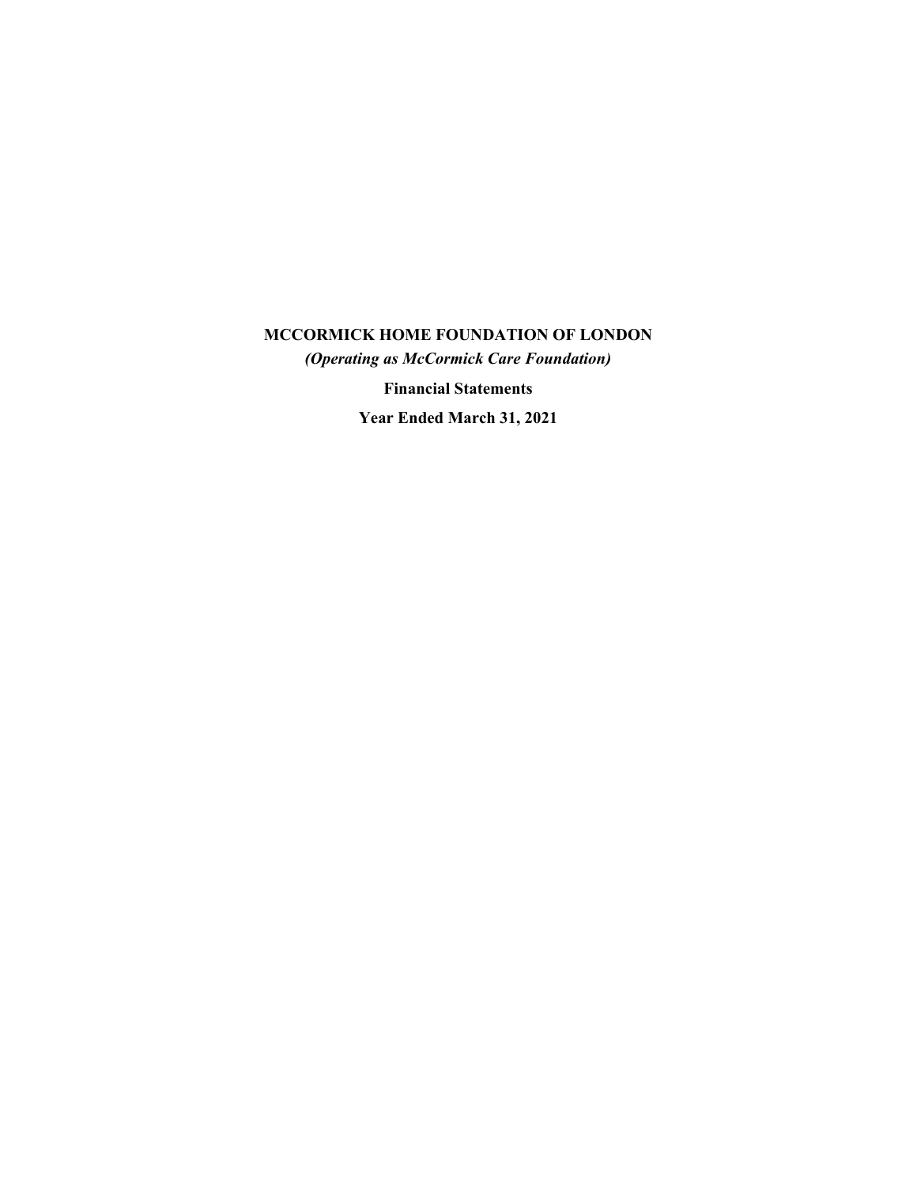# MCCORMICK HOME FOUNDATION OF LONDON

***(Operating as McCormick Care Foundation)***

**Financial Statements**

**Year Ended March 31, 2021**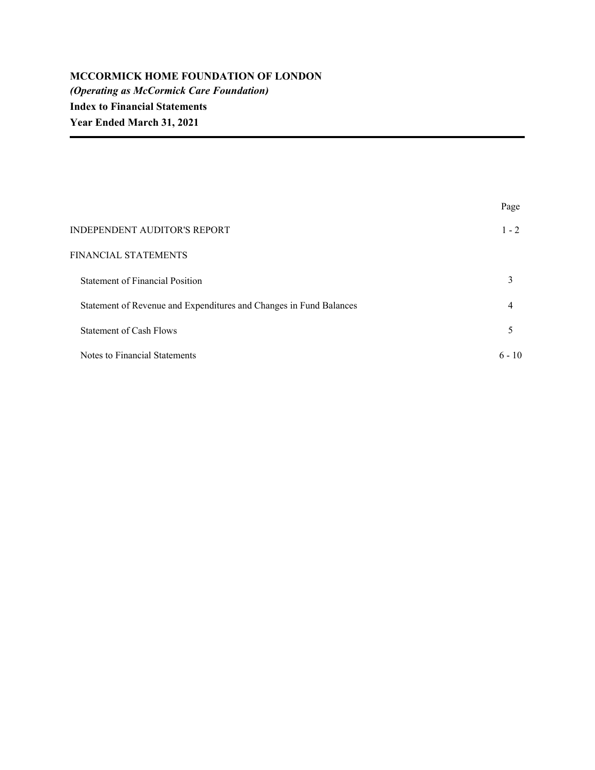**MCCORMICK HOME FOUNDATION OF LONDON**
***(Operating as McCormick Care Foundation)***
**Index to Financial Statements**
**Year Ended March 31, 2021**

| | Page |
|---|---|
| INDEPENDENT AUDITOR'S REPORT | 1 - 2 |
| FINANCIAL STATEMENTS | |
| Statement of Financial Position | 3 |
| Statement of Revenue and Expenditures and Changes in Fund Balances | 4 |
| Statement of Cash Flows | 5 |
| Notes to Financial Statements | 6 - 10 |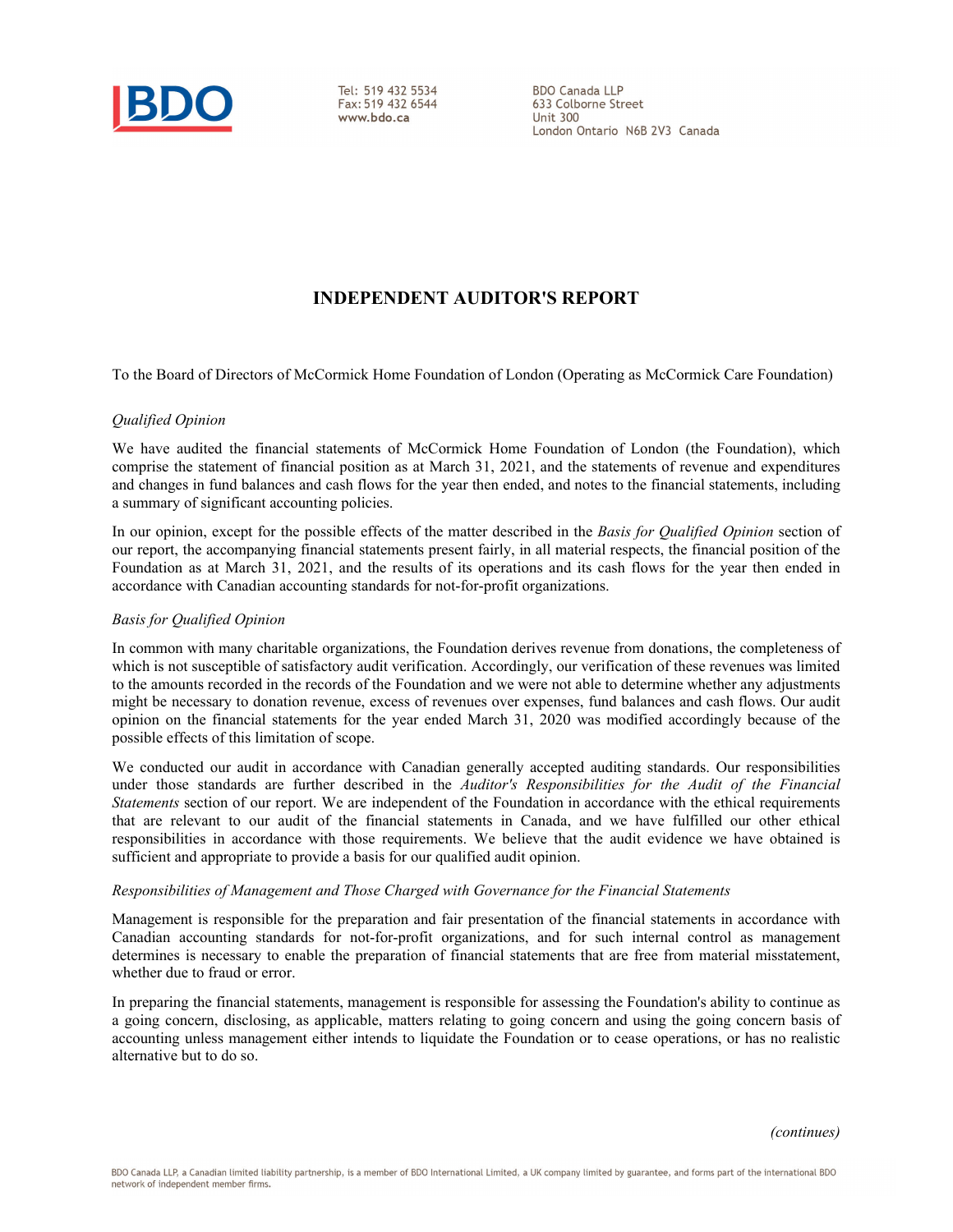BDO

Tel: 519 432 5534
Fax: 519 432 6544
www.bdo.ca

BDO Canada LLP
633 Colborne Street
Unit 300
London Ontario N6B 2V3 Canada

# INDEPENDENT AUDITOR'S REPORT

To the Board of Directors of McCormick Home Foundation of London (Operating as McCormick Care Foundation)

*Qualified Opinion*

We have audited the financial statements of McCormick Home Foundation of London (the Foundation), which comprise the statement of financial position as at March 31, 2021, and the statements of revenue and expenditures and changes in fund balances and cash flows for the year then ended, and notes to the financial statements, including a summary of significant accounting policies.

In our opinion, except for the possible effects of the matter described in the *Basis for Qualified Opinion* section of our report, the accompanying financial statements present fairly, in all material respects, the financial position of the Foundation as at March 31, 2021, and the results of its operations and its cash flows for the year then ended in accordance with Canadian accounting standards for not-for-profit organizations.

*Basis for Qualified Opinion*

In common with many charitable organizations, the Foundation derives revenue from donations, the completeness of which is not susceptible of satisfactory audit verification. Accordingly, our verification of these revenues was limited to the amounts recorded in the records of the Foundation and we were not able to determine whether any adjustments might be necessary to donation revenue, excess of revenues over expenses, fund balances and cash flows. Our audit opinion on the financial statements for the year ended March 31, 2020 was modified accordingly because of the possible effects of this limitation of scope.

We conducted our audit in accordance with Canadian generally accepted auditing standards. Our responsibilities under those standards are further described in the *Auditor's Responsibilities for the Audit of the Financial Statements* section of our report. We are independent of the Foundation in accordance with the ethical requirements that are relevant to our audit of the financial statements in Canada, and we have fulfilled our other ethical responsibilities in accordance with those requirements. We believe that the audit evidence we have obtained is sufficient and appropriate to provide a basis for our qualified audit opinion.

*Responsibilities of Management and Those Charged with Governance for the Financial Statements*

Management is responsible for the preparation and fair presentation of the financial statements in accordance with Canadian accounting standards for not-for-profit organizations, and for such internal control as management determines is necessary to enable the preparation of financial statements that are free from material misstatement, whether due to fraud or error.

In preparing the financial statements, management is responsible for assessing the Foundation's ability to continue as a going concern, disclosing, as applicable, matters relating to going concern and using the going concern basis of accounting unless management either intends to liquidate the Foundation or to cease operations, or has no realistic alternative but to do so.

*(continues)*

BDO Canada LLP, a Canadian limited liability partnership, is a member of BDO International Limited, a UK company limited by guarantee, and forms part of the international BDO network of independent member firms.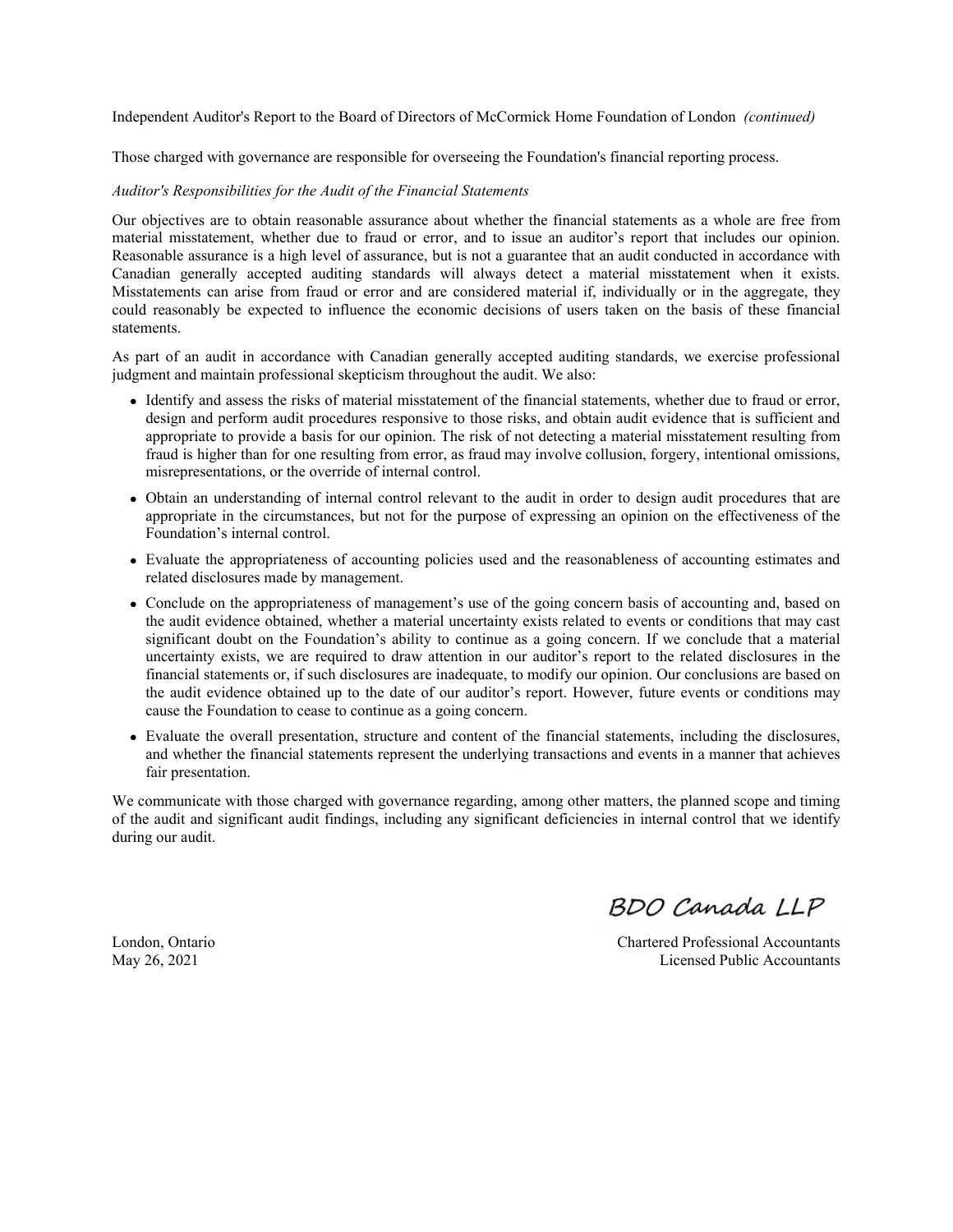Independent Auditor's Report to the Board of Directors of McCormick Home Foundation of London *(continued)*

Those charged with governance are responsible for overseeing the Foundation's financial reporting process.

*Auditor's Responsibilities for the Audit of the Financial Statements*

Our objectives are to obtain reasonable assurance about whether the financial statements as a whole are free from material misstatement, whether due to fraud or error, and to issue an auditor's report that includes our opinion. Reasonable assurance is a high level of assurance, but is not a guarantee that an audit conducted in accordance with Canadian generally accepted auditing standards will always detect a material misstatement when it exists. Misstatements can arise from fraud or error and are considered material if, individually or in the aggregate, they could reasonably be expected to influence the economic decisions of users taken on the basis of these financial statements.

As part of an audit in accordance with Canadian generally accepted auditing standards, we exercise professional judgment and maintain professional skepticism throughout the audit. We also:

- Identify and assess the risks of material misstatement of the financial statements, whether due to fraud or error, design and perform audit procedures responsive to those risks, and obtain audit evidence that is sufficient and appropriate to provide a basis for our opinion. The risk of not detecting a material misstatement resulting from fraud is higher than for one resulting from error, as fraud may involve collusion, forgery, intentional omissions, misrepresentations, or the override of internal control.
- Obtain an understanding of internal control relevant to the audit in order to design audit procedures that are appropriate in the circumstances, but not for the purpose of expressing an opinion on the effectiveness of the Foundation's internal control.
- Evaluate the appropriateness of accounting policies used and the reasonableness of accounting estimates and related disclosures made by management.
- Conclude on the appropriateness of management's use of the going concern basis of accounting and, based on the audit evidence obtained, whether a material uncertainty exists related to events or conditions that may cast significant doubt on the Foundation's ability to continue as a going concern. If we conclude that a material uncertainty exists, we are required to draw attention in our auditor's report to the related disclosures in the financial statements or, if such disclosures are inadequate, to modify our opinion. Our conclusions are based on the audit evidence obtained up to the date of our auditor's report. However, future events or conditions may cause the Foundation to cease to continue as a going concern.
- Evaluate the overall presentation, structure and content of the financial statements, including the disclosures, and whether the financial statements represent the underlying transactions and events in a manner that achieves fair presentation.

We communicate with those charged with governance regarding, among other matters, the planned scope and timing of the audit and significant audit findings, including any significant deficiencies in internal control that we identify during our audit.

BDO Canada LLP

London, Ontario
May 26, 2021

Chartered Professional Accountants
Licensed Public Accountants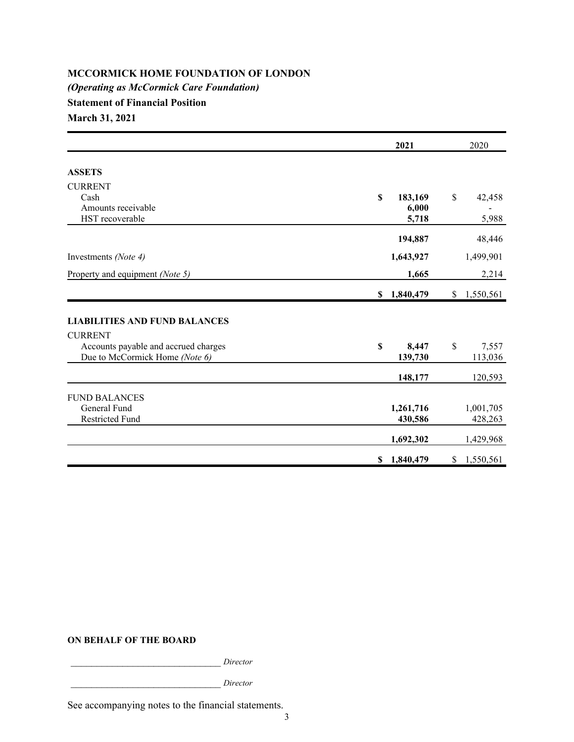# MCCORMICK HOME FOUNDATION OF LONDON

***(Operating as McCormick Care Foundation)***

**Statement of Financial Position**

**March 31, 2021**

| | 2021 | 2020 |
|---|---|---|
| **ASSETS** | | |
| CURRENT | | |
| Cash | **$ 183,169** | $ 42,458 |
| Amounts receivable | **6,000** | - |
| HST recoverable | **5,718** | 5,988 |
| | **194,887** | 48,446 |
| Investments *(Note 4)* | **1,643,927** | 1,499,901 |
| Property and equipment *(Note 5)* | **1,665** | 2,214 |
| | **$ 1,840,479** | $ 1,550,561 |
| **LIABILITIES AND FUND BALANCES** | | |
| CURRENT | | |
| Accounts payable and accrued charges | **$ 8,447** | $ 7,557 |
| Due to McCormick Home *(Note 6)* | **139,730** | 113,036 |
| | **148,177** | 120,593 |
| FUND BALANCES | | |
| General Fund | **1,261,716** | 1,001,705 |
| Restricted Fund | **430,586** | 428,263 |
| | **1,692,302** | 1,429,968 |
| | **$ 1,840,479** | $ 1,550,561 |

**ON BEHALF OF THE BOARD**

_________________________________ *Director*

_________________________________ *Director*

See accompanying notes to the financial statements.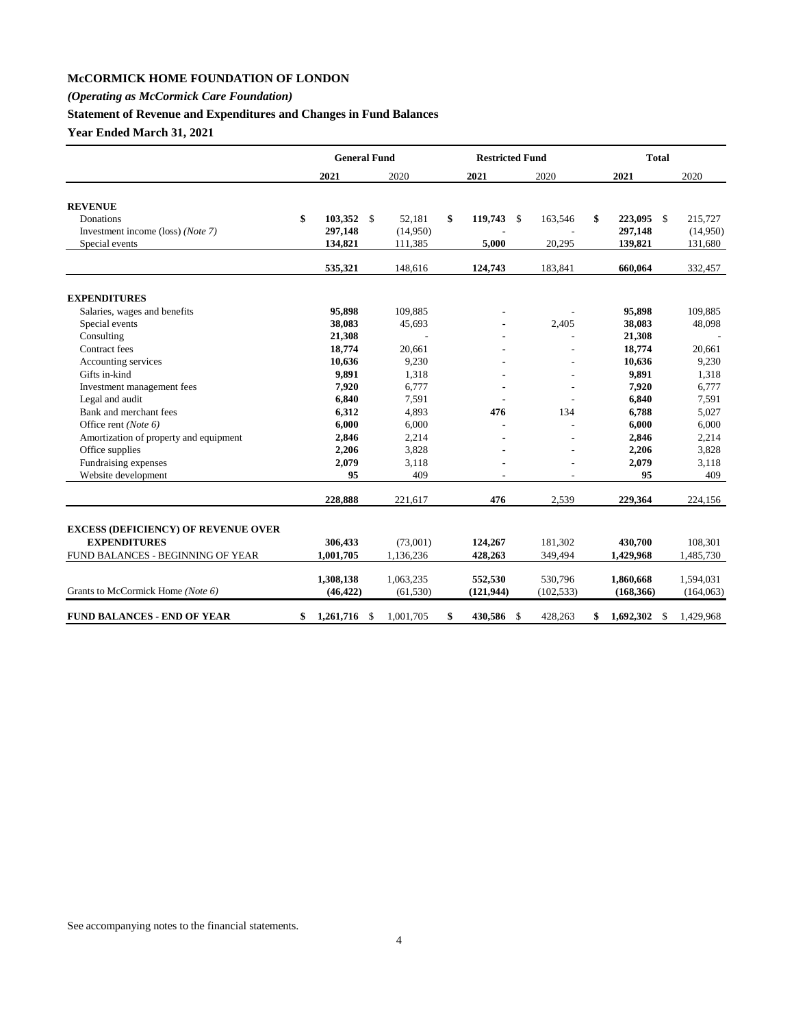**McCORMICK HOME FOUNDATION OF LONDON**

***(Operating as McCormick Care Foundation)***

**Statement of Revenue and Expenditures and Changes in Fund Balances**

**Year Ended March 31, 2021**

| | General Fund | | Restricted Fund | | Total | |
|---|---|---|---|---|---|---|
| | **2021** | 2020 | **2021** | 2020 | **2021** | 2020 |
| **REVENUE** | | | | | | |
| Donations | **$ 103,352** | $ 52,181 | **$ 119,743** | $ 163,546 | **$ 223,095** | $ 215,727 |
| Investment income (loss) *(Note 7)* | **297,148** | (14,950) | **-** | - | **297,148** | (14,950) |
| Special events | **134,821** | 111,385 | **5,000** | 20,295 | **139,821** | 131,680 |
| | **535,321** | 148,616 | **124,743** | 183,841 | **660,064** | 332,457 |
| **EXPENDITURES** | | | | | | |
| Salaries, wages and benefits | **95,898** | 109,885 | **-** | - | **95,898** | 109,885 |
| Special events | **38,083** | 45,693 | **-** | 2,405 | **38,083** | 48,098 |
| Consulting | **21,308** | - | **-** | - | **21,308** | - |
| Contract fees | **18,774** | 20,661 | **-** | - | **18,774** | 20,661 |
| Accounting services | **10,636** | 9,230 | **-** | - | **10,636** | 9,230 |
| Gifts in-kind | **9,891** | 1,318 | **-** | - | **9,891** | 1,318 |
| Investment management fees | **7,920** | 6,777 | **-** | - | **7,920** | 6,777 |
| Legal and audit | **6,840** | 7,591 | **-** | - | **6,840** | 7,591 |
| Bank and merchant fees | **6,312** | 4,893 | **476** | 134 | **6,788** | 5,027 |
| Office rent *(Note 6)* | **6,000** | 6,000 | **-** | - | **6,000** | 6,000 |
| Amortization of property and equipment | **2,846** | 2,214 | **-** | - | **2,846** | 2,214 |
| Office supplies | **2,206** | 3,828 | **-** | - | **2,206** | 3,828 |
| Fundraising expenses | **2,079** | 3,118 | **-** | - | **2,079** | 3,118 |
| Website development | **95** | 409 | **-** | - | **95** | 409 |
| | **228,888** | 221,617 | **476** | 2,539 | **229,364** | 224,156 |
| **EXCESS (DEFICIENCY) OF REVENUE OVER EXPENDITURES** | **306,433** | (73,001) | **124,267** | 181,302 | **430,700** | 108,301 |
| FUND BALANCES - BEGINNING OF YEAR | **1,001,705** | 1,136,236 | **428,263** | 349,494 | **1,429,968** | 1,485,730 |
| | **1,308,138** | 1,063,235 | **552,530** | 530,796 | **1,860,668** | 1,594,031 |
| Grants to McCormick Home *(Note 6)* | **(46,422)** | (61,530) | **(121,944)** | (102,533) | **(168,366)** | (164,063) |
| **FUND BALANCES - END OF YEAR** | **$ 1,261,716** | $ 1,001,705 | **$ 430,586** | $ 428,263 | **$ 1,692,302** | $ 1,429,968 |

See accompanying notes to the financial statements.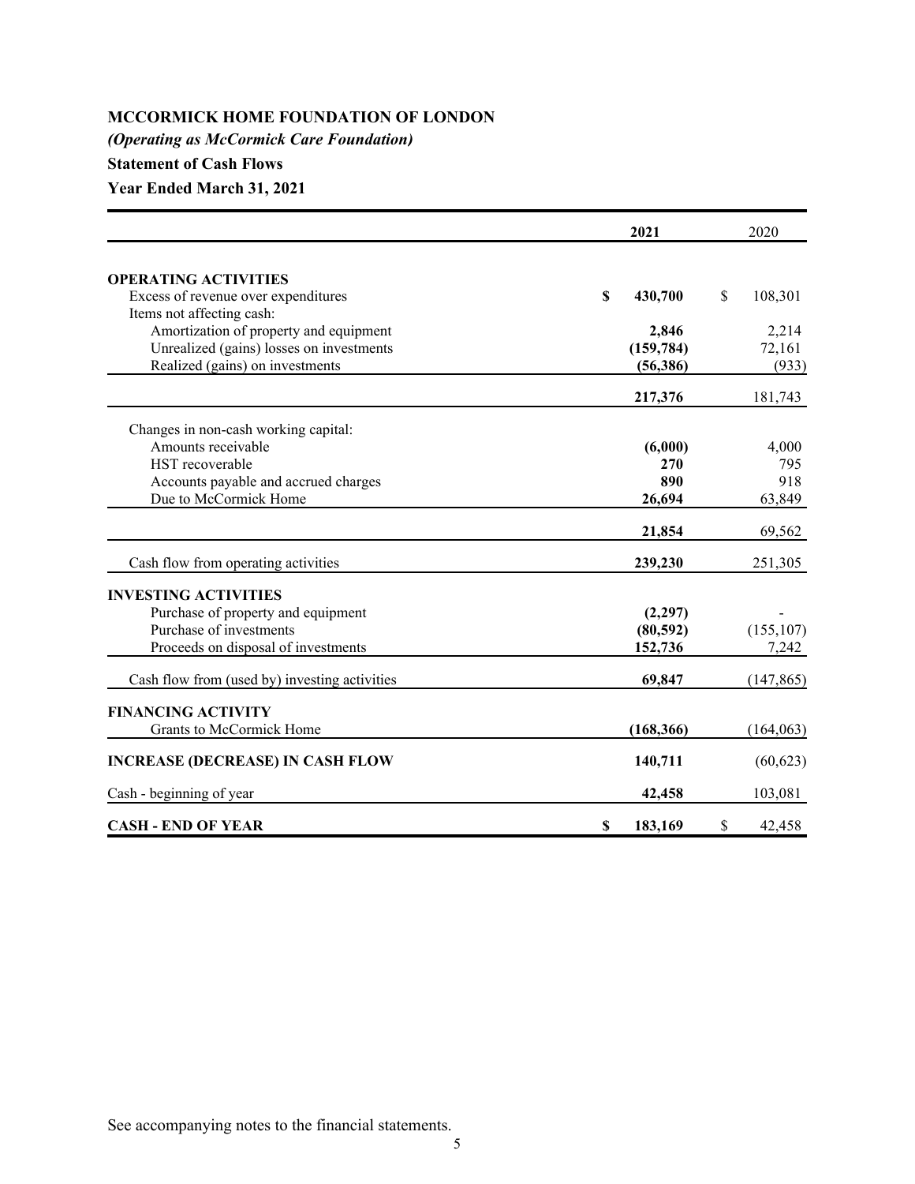# MCCORMICK HOME FOUNDATION OF LONDON

***(Operating as McCormick Care Foundation)***

**Statement of Cash Flows**

**Year Ended March 31, 2021**

| | **2021** | 2020 |
|---|---|---|
| **OPERATING ACTIVITIES** | | |
| Excess of revenue over expenditures | **$ 430,700** | $ 108,301 |
| Items not affecting cash: | | |
| Amortization of property and equipment | **2,846** | 2,214 |
| Unrealized (gains) losses on investments | **(159,784)** | 72,161 |
| Realized (gains) on investments | **(56,386)** | (933) |
| | **217,376** | 181,743 |
| Changes in non-cash working capital: | | |
| Amounts receivable | **(6,000)** | 4,000 |
| HST recoverable | **270** | 795 |
| Accounts payable and accrued charges | **890** | 918 |
| Due to McCormick Home | **26,694** | 63,849 |
| | **21,854** | 69,562 |
| Cash flow from operating activities | **239,230** | 251,305 |
| **INVESTING ACTIVITIES** | | |
| Purchase of property and equipment | **(2,297)** | - |
| Purchase of investments | **(80,592)** | (155,107) |
| Proceeds on disposal of investments | **152,736** | 7,242 |
| Cash flow from (used by) investing activities | **69,847** | (147,865) |
| **FINANCING ACTIVITY** | | |
| Grants to McCormick Home | **(168,366)** | (164,063) |
| **INCREASE (DECREASE) IN CASH FLOW** | **140,711** | (60,623) |
| Cash - beginning of year | **42,458** | 103,081 |
| **CASH - END OF YEAR** | **$ 183,169** | $ 42,458 |

See accompanying notes to the financial statements.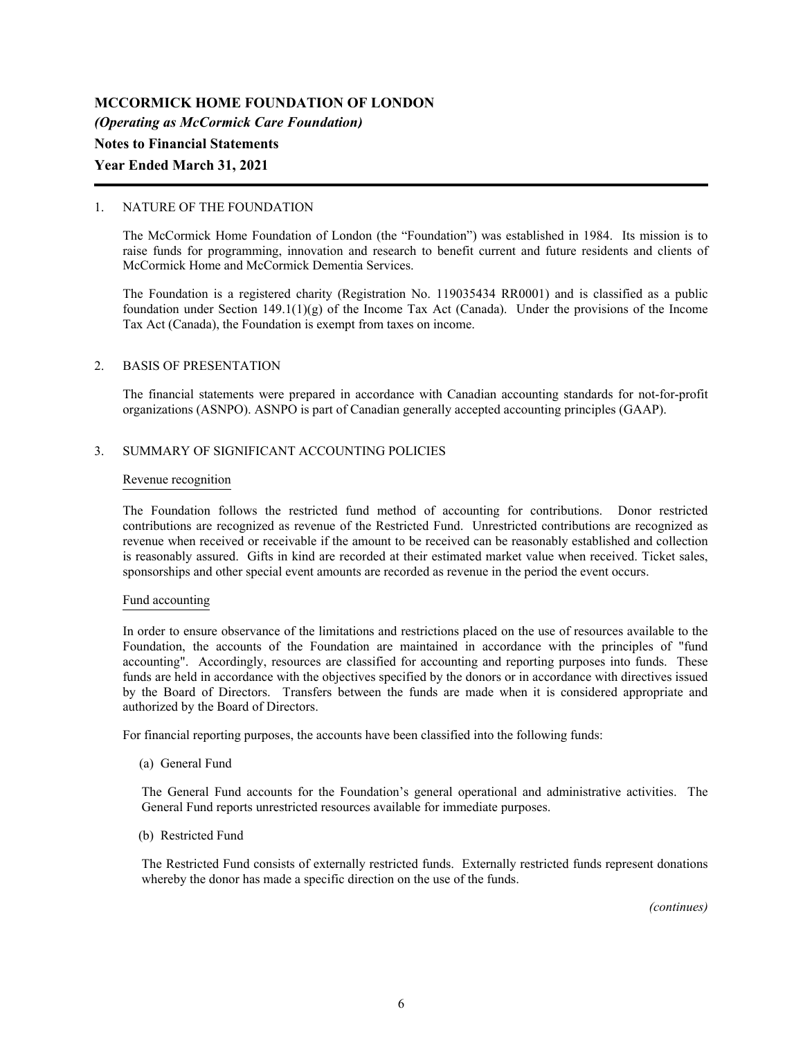# MCCORMICK HOME FOUNDATION OF LONDON

***(Operating as McCormick Care Foundation)***

**Notes to Financial Statements**

**Year Ended March 31, 2021**

1. NATURE OF THE FOUNDATION

The McCormick Home Foundation of London (the "Foundation") was established in 1984. Its mission is to raise funds for programming, innovation and research to benefit current and future residents and clients of McCormick Home and McCormick Dementia Services.

The Foundation is a registered charity (Registration No. 119035434 RR0001) and is classified as a public foundation under Section 149.1(1)(g) of the Income Tax Act (Canada). Under the provisions of the Income Tax Act (Canada), the Foundation is exempt from taxes on income.

2. BASIS OF PRESENTATION

The financial statements were prepared in accordance with Canadian accounting standards for not-for-profit organizations (ASNPO). ASNPO is part of Canadian generally accepted accounting principles (GAAP).

3. SUMMARY OF SIGNIFICANT ACCOUNTING POLICIES

Revenue recognition

The Foundation follows the restricted fund method of accounting for contributions. Donor restricted contributions are recognized as revenue of the Restricted Fund. Unrestricted contributions are recognized as revenue when received or receivable if the amount to be received can be reasonably established and collection is reasonably assured. Gifts in kind are recorded at their estimated market value when received. Ticket sales, sponsorships and other special event amounts are recorded as revenue in the period the event occurs.

Fund accounting

In order to ensure observance of the limitations and restrictions placed on the use of resources available to the Foundation, the accounts of the Foundation are maintained in accordance with the principles of "fund accounting". Accordingly, resources are classified for accounting and reporting purposes into funds. These funds are held in accordance with the objectives specified by the donors or in accordance with directives issued by the Board of Directors. Transfers between the funds are made when it is considered appropriate and authorized by the Board of Directors.

For financial reporting purposes, the accounts have been classified into the following funds:

(a) General Fund

The General Fund accounts for the Foundation's general operational and administrative activities. The General Fund reports unrestricted resources available for immediate purposes.

(b) Restricted Fund

The Restricted Fund consists of externally restricted funds. Externally restricted funds represent donations whereby the donor has made a specific direction on the use of the funds.

*(continues)*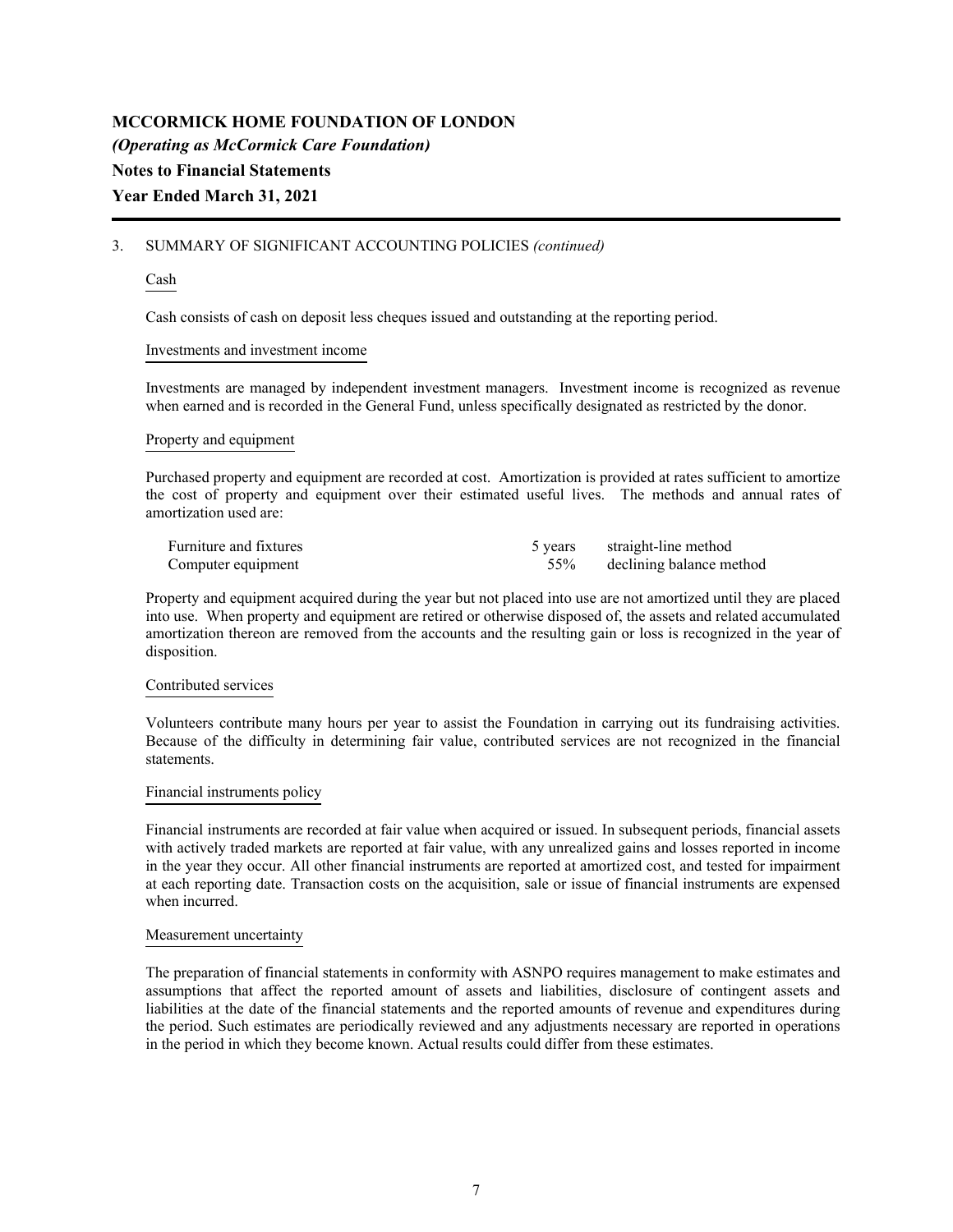**MCCORMICK HOME FOUNDATION OF LONDON**

***(Operating as McCormick Care Foundation)***

**Notes to Financial Statements**

**Year Ended March 31, 2021**

3. SUMMARY OF SIGNIFICANT ACCOUNTING POLICIES *(continued)*

Cash

Cash consists of cash on deposit less cheques issued and outstanding at the reporting period.

Investments and investment income

Investments are managed by independent investment managers. Investment income is recognized as revenue when earned and is recorded in the General Fund, unless specifically designated as restricted by the donor.

Property and equipment

Purchased property and equipment are recorded at cost. Amortization is provided at rates sufficient to amortize the cost of property and equipment over their estimated useful lives. The methods and annual rates of amortization used are:

| | | |
|---|---|---|
| Furniture and fixtures | 5 years | straight-line method |
| Computer equipment | 55% | declining balance method |

Property and equipment acquired during the year but not placed into use are not amortized until they are placed into use. When property and equipment are retired or otherwise disposed of, the assets and related accumulated amortization thereon are removed from the accounts and the resulting gain or loss is recognized in the year of disposition.

Contributed services

Volunteers contribute many hours per year to assist the Foundation in carrying out its fundraising activities. Because of the difficulty in determining fair value, contributed services are not recognized in the financial statements.

Financial instruments policy

Financial instruments are recorded at fair value when acquired or issued. In subsequent periods, financial assets with actively traded markets are reported at fair value, with any unrealized gains and losses reported in income in the year they occur. All other financial instruments are reported at amortized cost, and tested for impairment at each reporting date. Transaction costs on the acquisition, sale or issue of financial instruments are expensed when incurred.

Measurement uncertainty

The preparation of financial statements in conformity with ASNPO requires management to make estimates and assumptions that affect the reported amount of assets and liabilities, disclosure of contingent assets and liabilities at the date of the financial statements and the reported amounts of revenue and expenditures during the period. Such estimates are periodically reviewed and any adjustments necessary are reported in operations in the period in which they become known. Actual results could differ from these estimates.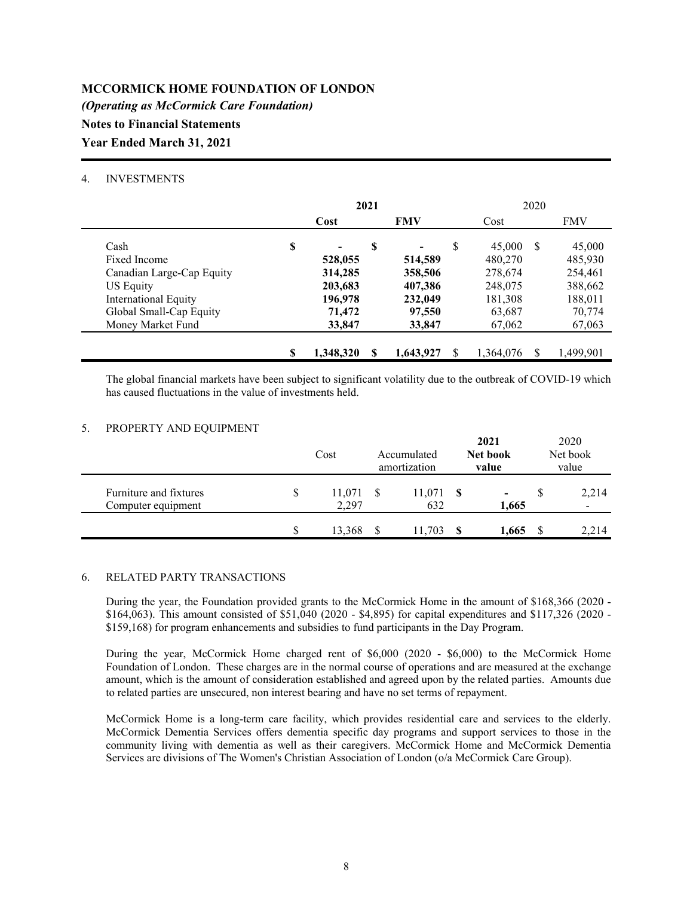**MCCORMICK HOME FOUNDATION OF LONDON**

***(Operating as McCormick Care Foundation)***

**Notes to Financial Statements**

**Year Ended March 31, 2021**

4. INVESTMENTS

| | **2021** | | 2020 | |
|---|---|---|---|---|
| | **Cost** | **FMV** | Cost | FMV |
| Cash | **$ -** | **$ -** | $ 45,000 | $ 45,000 |
| Fixed Income | **528,055** | **514,589** | 480,270 | 485,930 |
| Canadian Large-Cap Equity | **314,285** | **358,506** | 278,674 | 254,461 |
| US Equity | **203,683** | **407,386** | 248,075 | 388,662 |
| International Equity | **196,978** | **232,049** | 181,308 | 188,011 |
| Global Small-Cap Equity | **71,472** | **97,550** | 63,687 | 70,774 |
| Money Market Fund | **33,847** | **33,847** | 67,062 | 67,063 |
| | **$ 1,348,320** | **$ 1,643,927** | $ 1,364,076 | $ 1,499,901 |

The global financial markets have been subject to significant volatility due to the outbreak of COVID-19 which has caused fluctuations in the value of investments held.

5. PROPERTY AND EQUIPMENT

| | Cost | Accumulated amortization | **2021 Net book value** | 2020 Net book value |
|---|---|---|---|---|
| Furniture and fixtures | $ 11,071 | $ 11,071 | **$ -** | $ 2,214 |
| Computer equipment | 2,297 | 632 | **1,665** | - |
| | $ 13,368 | $ 11,703 | **$ 1,665** | $ 2,214 |

6. RELATED PARTY TRANSACTIONS

During the year, the Foundation provided grants to the McCormick Home in the amount of $168,366 (2020 - $164,063). This amount consisted of $51,040 (2020 - $4,895) for capital expenditures and $117,326 (2020 - $159,168) for program enhancements and subsidies to fund participants in the Day Program.

During the year, McCormick Home charged rent of $6,000 (2020 - $6,000) to the McCormick Home Foundation of London. These charges are in the normal course of operations and are measured at the exchange amount, which is the amount of consideration established and agreed upon by the related parties. Amounts due to related parties are unsecured, non interest bearing and have no set terms of repayment.

McCormick Home is a long-term care facility, which provides residential care and services to the elderly. McCormick Dementia Services offers dementia specific day programs and support services to those in the community living with dementia as well as their caregivers. McCormick Home and McCormick Dementia Services are divisions of The Women's Christian Association of London (o/a McCormick Care Group).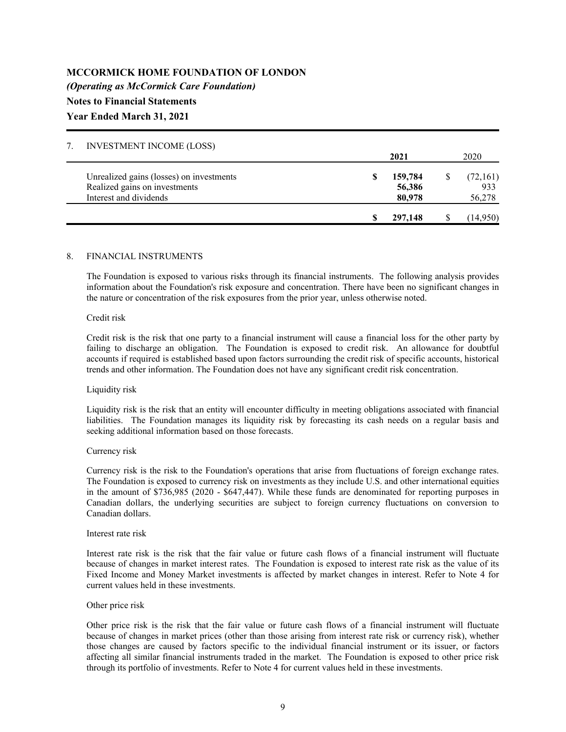**MCCORMICK HOME FOUNDATION OF LONDON**

***(Operating as McCormick Care Foundation)***

**Notes to Financial Statements**

**Year Ended March 31, 2021**

7. INVESTMENT INCOME (LOSS)

| | **2021** | 2020 |
|---|---|---|
| Unrealized gains (losses) on investments | **$ 159,784** | $ (72,161) |
| Realized gains on investments | **56,386** | 933 |
| Interest and dividends | **80,978** | 56,278 |
| | **$ 297,148** | $ (14,950) |

8. FINANCIAL INSTRUMENTS

The Foundation is exposed to various risks through its financial instruments. The following analysis provides information about the Foundation's risk exposure and concentration. There have been no significant changes in the nature or concentration of the risk exposures from the prior year, unless otherwise noted.

Credit risk

Credit risk is the risk that one party to a financial instrument will cause a financial loss for the other party by failing to discharge an obligation. The Foundation is exposed to credit risk. An allowance for doubtful accounts if required is established based upon factors surrounding the credit risk of specific accounts, historical trends and other information. The Foundation does not have any significant credit risk concentration.

Liquidity risk

Liquidity risk is the risk that an entity will encounter difficulty in meeting obligations associated with financial liabilities. The Foundation manages its liquidity risk by forecasting its cash needs on a regular basis and seeking additional information based on those forecasts.

Currency risk

Currency risk is the risk to the Foundation's operations that arise from fluctuations of foreign exchange rates. The Foundation is exposed to currency risk on investments as they include U.S. and other international equities in the amount of $736,985 (2020 - $647,447). While these funds are denominated for reporting purposes in Canadian dollars, the underlying securities are subject to foreign currency fluctuations on conversion to Canadian dollars.

Interest rate risk

Interest rate risk is the risk that the fair value or future cash flows of a financial instrument will fluctuate because of changes in market interest rates. The Foundation is exposed to interest rate risk as the value of its Fixed Income and Money Market investments is affected by market changes in interest. Refer to Note 4 for current values held in these investments.

Other price risk

Other price risk is the risk that the fair value or future cash flows of a financial instrument will fluctuate because of changes in market prices (other than those arising from interest rate risk or currency risk), whether those changes are caused by factors specific to the individual financial instrument or its issuer, or factors affecting all similar financial instruments traded in the market. The Foundation is exposed to other price risk through its portfolio of investments. Refer to Note 4 for current values held in these investments.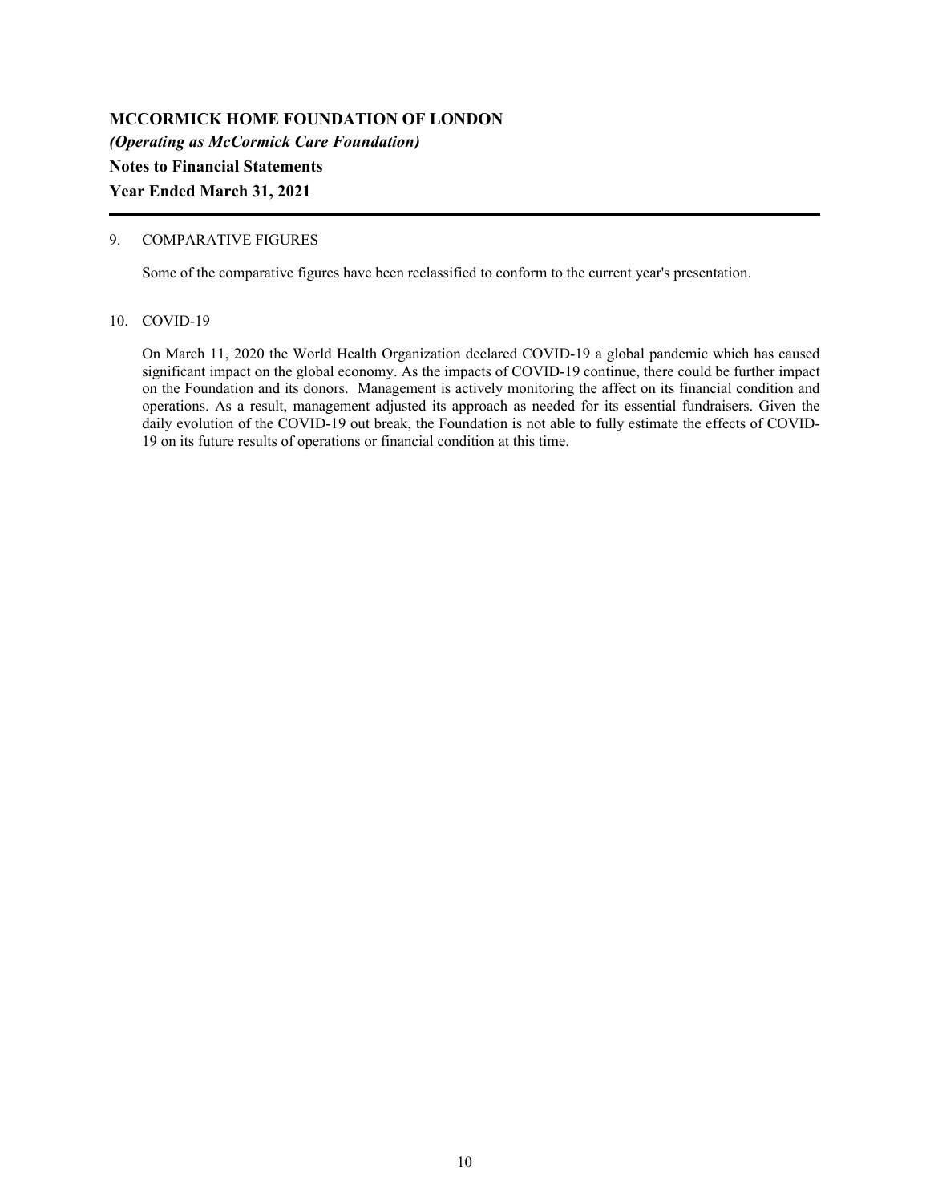**MCCORMICK HOME FOUNDATION OF LONDON**

***(Operating as McCormick Care Foundation)***

**Notes to Financial Statements**

**Year Ended March 31, 2021**

9. COMPARATIVE FIGURES

   Some of the comparative figures have been reclassified to conform to the current year's presentation.

10. COVID-19

    On March 11, 2020 the World Health Organization declared COVID-19 a global pandemic which has caused significant impact on the global economy. As the impacts of COVID-19 continue, there could be further impact on the Foundation and its donors. Management is actively monitoring the affect on its financial condition and operations. As a result, management adjusted its approach as needed for its essential fundraisers. Given the daily evolution of the COVID-19 out break, the Foundation is not able to fully estimate the effects of COVID-19 on its future results of operations or financial condition at this time.